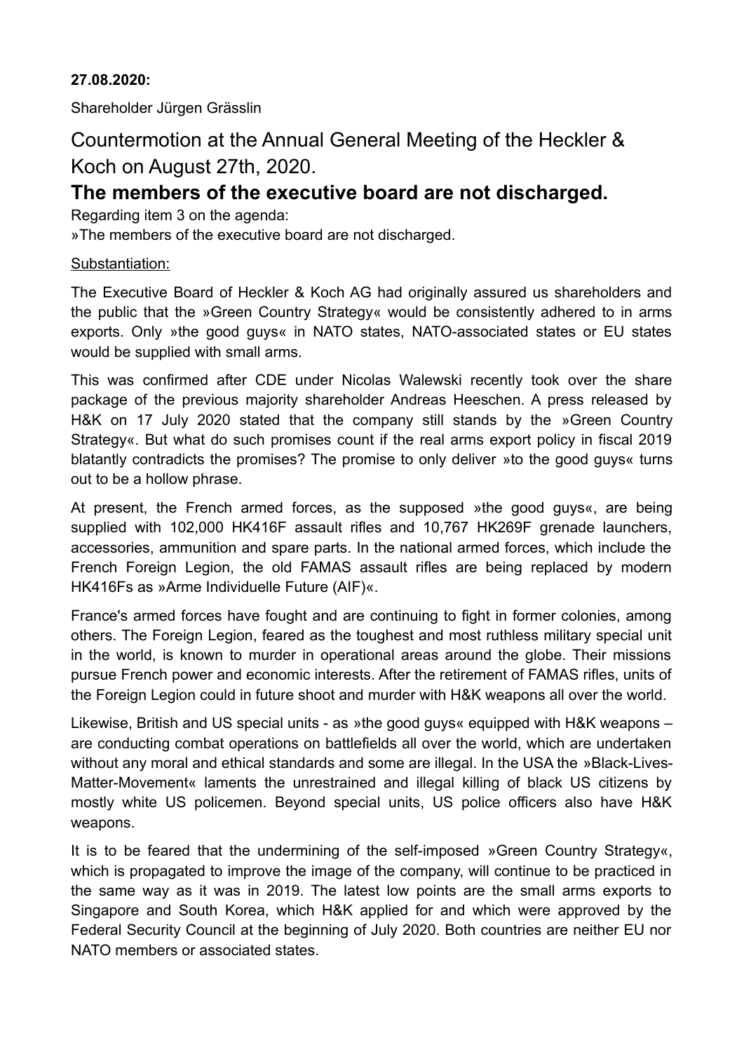**27.08.2020:**

Shareholder Jürgen Grässlin

# Countermotion at the Annual General Meeting of the Heckler & Koch on August 27th, 2020.

## The members of the executive board are not discharged.

Regarding item 3 on the agenda:

»The members of the executive board are not discharged.

<u>Substantiation:</u>

The Executive Board of Heckler & Koch AG had originally assured us shareholders and the public that the »Green Country Strategy« would be consistently adhered to in arms exports. Only »the good guys« in NATO states, NATO-associated states or EU states would be supplied with small arms.

This was confirmed after CDE under Nicolas Walewski recently took over the share package of the previous majority shareholder Andreas Heeschen. A press released by H&K on 17 July 2020 stated that the company still stands by the »Green Country Strategy«. But what do such promises count if the real arms export policy in fiscal 2019 blatantly contradicts the promises? The promise to only deliver »to the good guys« turns out to be a hollow phrase.

At present, the French armed forces, as the supposed »the good guys«, are being supplied with 102,000 HK416F assault rifles and 10,767 HK269F grenade launchers, accessories, ammunition and spare parts. In the national armed forces, which include the French Foreign Legion, the old FAMAS assault rifles are being replaced by modern HK416Fs as »Arme Individuelle Future (AIF)«.

France's armed forces have fought and are continuing to fight in former colonies, among others. The Foreign Legion, feared as the toughest and most ruthless military special unit in the world, is known to murder in operational areas around the globe. Their missions pursue French power and economic interests. After the retirement of FAMAS rifles, units of the Foreign Legion could in future shoot and murder with H&K weapons all over the world.

Likewise, British and US special units - as »the good guys« equipped with H&K weapons – are conducting combat operations on battlefields all over the world, which are undertaken without any moral and ethical standards and some are illegal. In the USA the »Black-Lives-Matter-Movement« laments the unrestrained and illegal killing of black US citizens by mostly white US policemen. Beyond special units, US police officers also have H&K weapons.

It is to be feared that the undermining of the self-imposed »Green Country Strategy«, which is propagated to improve the image of the company, will continue to be practiced in the same way as it was in 2019. The latest low points are the small arms exports to Singapore and South Korea, which H&K applied for and which were approved by the Federal Security Council at the beginning of July 2020. Both countries are neither EU nor NATO members or associated states.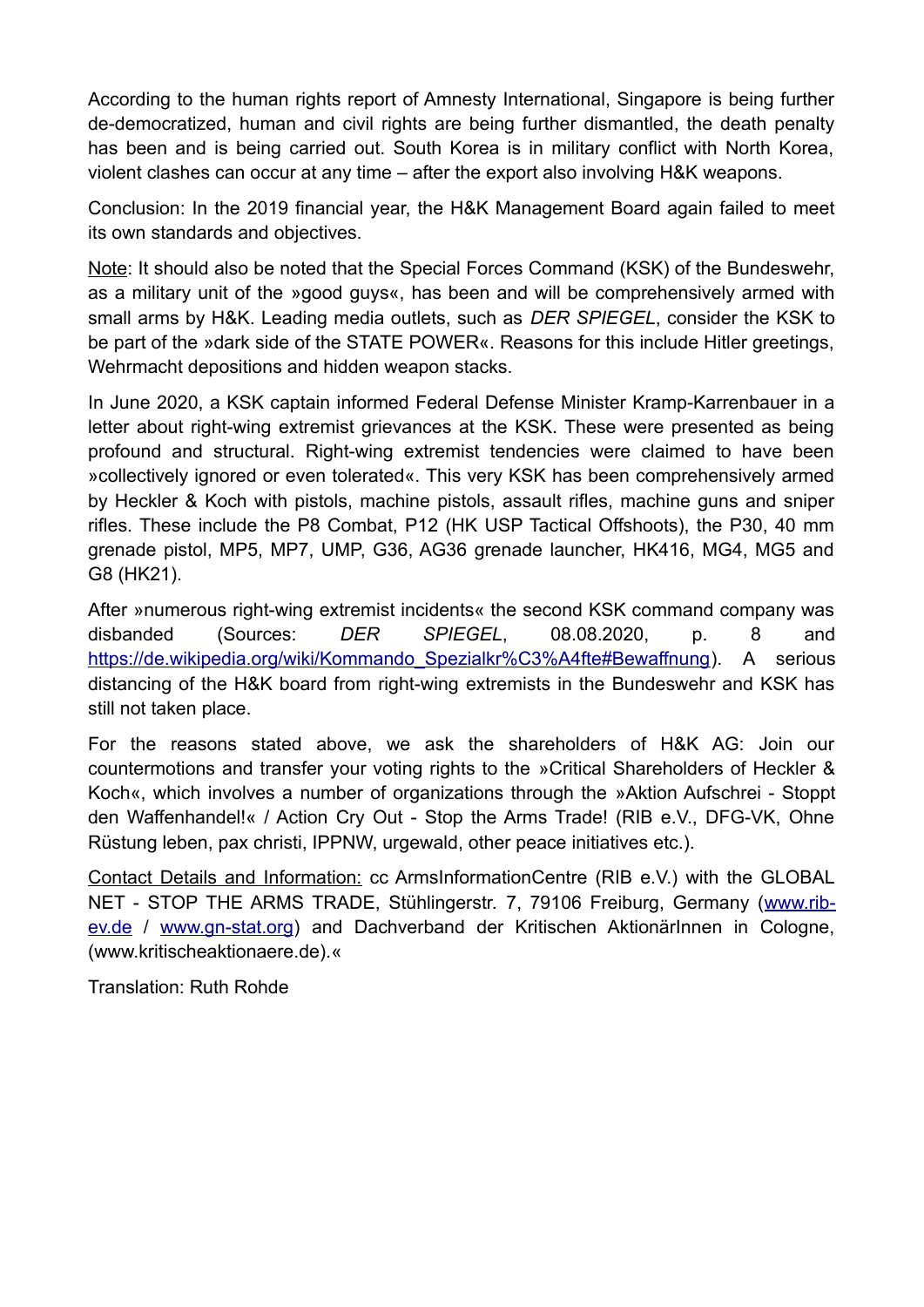According to the human rights report of Amnesty International, Singapore is being further de-democratized, human and civil rights are being further dismantled, the death penalty has been and is being carried out. South Korea is in military conflict with North Korea, violent clashes can occur at any time – after the export also involving H&K weapons.

Conclusion: In the 2019 financial year, the H&K Management Board again failed to meet its own standards and objectives.

Note: It should also be noted that the Special Forces Command (KSK) of the Bundeswehr, as a military unit of the »good guys«, has been and will be comprehensively armed with small arms by H&K. Leading media outlets, such as *DER SPIEGEL*, consider the KSK to be part of the »dark side of the STATE POWER«. Reasons for this include Hitler greetings, Wehrmacht depositions and hidden weapon stacks.

In June 2020, a KSK captain informed Federal Defense Minister Kramp-Karrenbauer in a letter about right-wing extremist grievances at the KSK. These were presented as being profound and structural. Right-wing extremist tendencies were claimed to have been »collectively ignored or even tolerated«. This very KSK has been comprehensively armed by Heckler & Koch with pistols, machine pistols, assault rifles, machine guns and sniper rifles. These include the P8 Combat, P12 (HK USP Tactical Offshoots), the P30, 40 mm grenade pistol, MP5, MP7, UMP, G36, AG36 grenade launcher, HK416, MG4, MG5 and G8 (HK21).

After »numerous right-wing extremist incidents« the second KSK command company was disbanded (Sources: *DER SPIEGEL*, 08.08.2020, p. 8 and https://de.wikipedia.org/wiki/Kommando_Spezialkr%C3%A4fte#Bewaffnung). A serious distancing of the H&K board from right-wing extremists in the Bundeswehr and KSK has still not taken place.

For the reasons stated above, we ask the shareholders of H&K AG: Join our countermotions and transfer your voting rights to the »Critical Shareholders of Heckler & Koch«, which involves a number of organizations through the »Aktion Aufschrei - Stoppt den Waffenhandel!« / Action Cry Out - Stop the Arms Trade! (RIB e.V., DFG-VK, Ohne Rüstung leben, pax christi, IPPNW, urgewald, other peace initiatives etc.).

Contact Details and Information: cc ArmsInformationCentre (RIB e.V.) with the GLOBAL NET - STOP THE ARMS TRADE, Stühlingerstr. 7, 79106 Freiburg, Germany (www.rib-ev.de / www.gn-stat.org) and Dachverband der Kritischen AktionärInnen in Cologne, (www.kritischeaktionaere.de).«

Translation: Ruth Rohde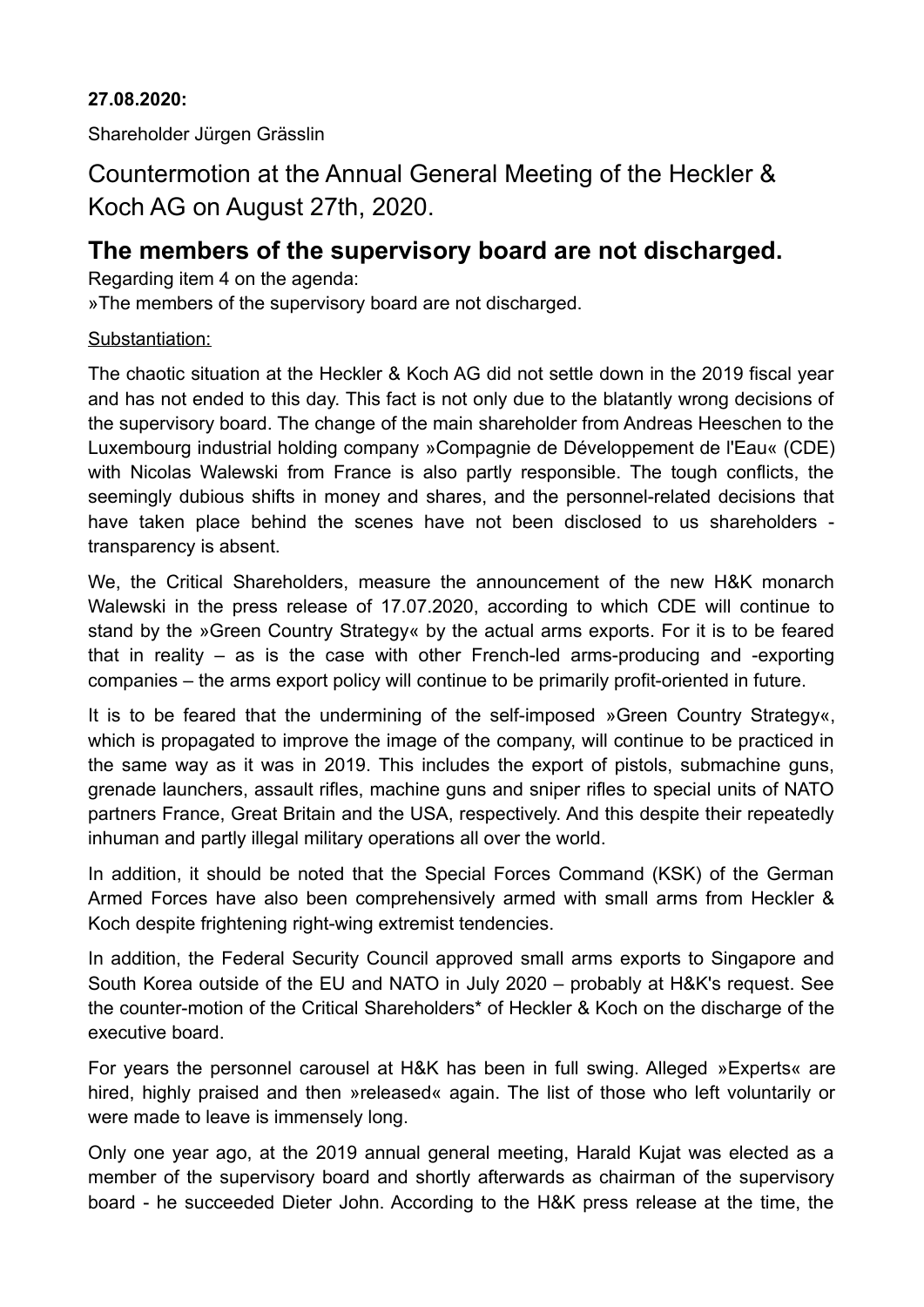**27.08.2020:**

Shareholder Jürgen Grässlin

## Countermotion at the Annual General Meeting of the Heckler & Koch AG on August 27th, 2020.

# The members of the supervisory board are not discharged.

Regarding item 4 on the agenda:

»The members of the supervisory board are not discharged.

<u>Substantiation:</u>

The chaotic situation at the Heckler & Koch AG did not settle down in the 2019 fiscal year and has not ended to this day. This fact is not only due to the blatantly wrong decisions of the supervisory board. The change of the main shareholder from Andreas Heeschen to the Luxembourg industrial holding company »Compagnie de Développement de l'Eau« (CDE) with Nicolas Walewski from France is also partly responsible. The tough conflicts, the seemingly dubious shifts in money and shares, and the personnel-related decisions that have taken place behind the scenes have not been disclosed to us shareholders - transparency is absent.

We, the Critical Shareholders, measure the announcement of the new H&K monarch Walewski in the press release of 17.07.2020, according to which CDE will continue to stand by the »Green Country Strategy« by the actual arms exports. For it is to be feared that in reality – as is the case with other French-led arms-producing and -exporting companies – the arms export policy will continue to be primarily profit-oriented in future.

It is to be feared that the undermining of the self-imposed »Green Country Strategy«, which is propagated to improve the image of the company, will continue to be practiced in the same way as it was in 2019. This includes the export of pistols, submachine guns, grenade launchers, assault rifles, machine guns and sniper rifles to special units of NATO partners France, Great Britain and the USA, respectively. And this despite their repeatedly inhuman and partly illegal military operations all over the world.

In addition, it should be noted that the Special Forces Command (KSK) of the German Armed Forces have also been comprehensively armed with small arms from Heckler & Koch despite frightening right-wing extremist tendencies.

In addition, the Federal Security Council approved small arms exports to Singapore and South Korea outside of the EU and NATO in July 2020 – probably at H&K's request. See the counter-motion of the Critical Shareholders* of Heckler & Koch on the discharge of the executive board.

For years the personnel carousel at H&K has been in full swing. Alleged »Experts« are hired, highly praised and then »released« again. The list of those who left voluntarily or were made to leave is immensely long.

Only one year ago, at the 2019 annual general meeting, Harald Kujat was elected as a member of the supervisory board and shortly afterwards as chairman of the supervisory board - he succeeded Dieter John. According to the H&K press release at the time, the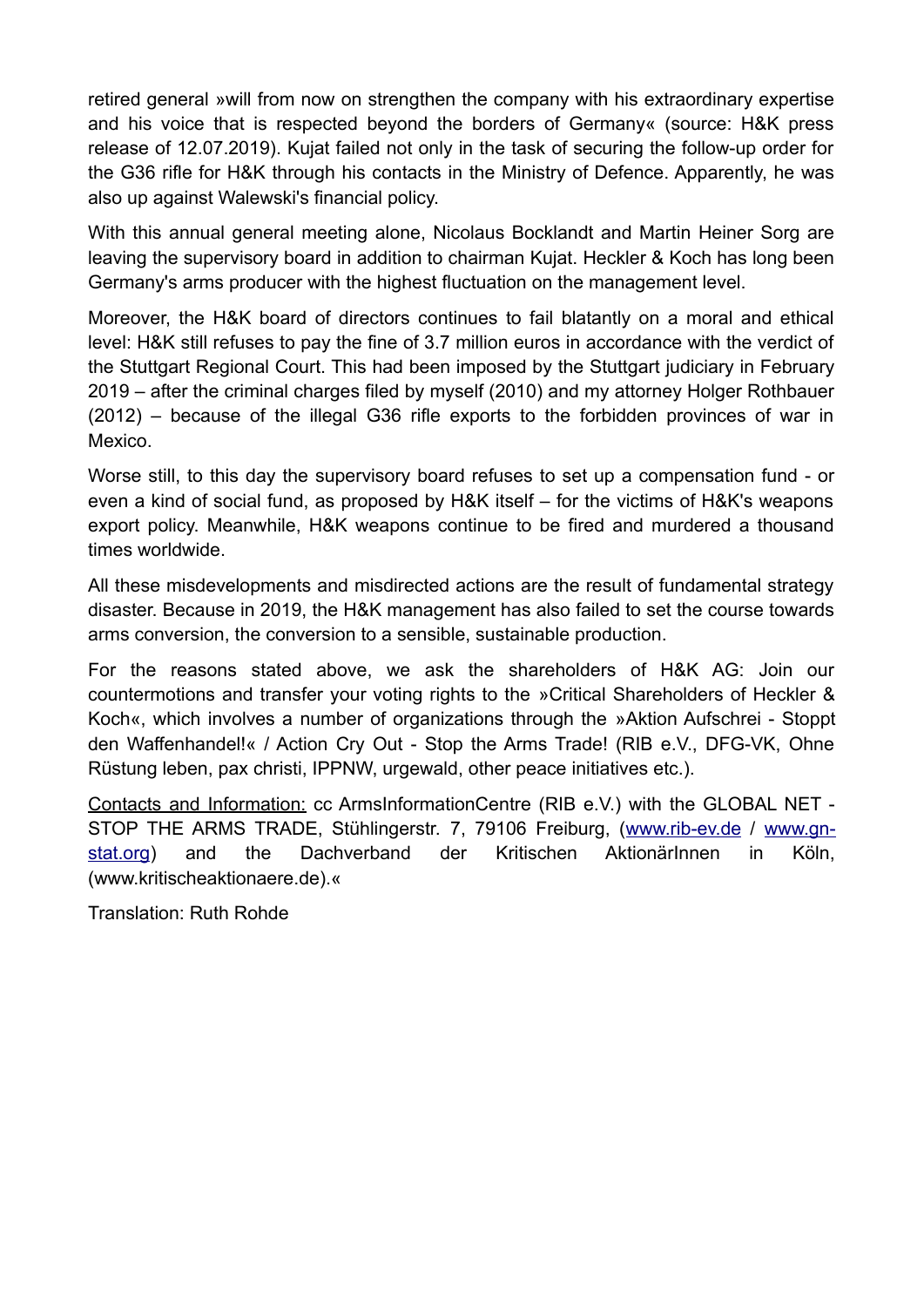retired general »will from now on strengthen the company with his extraordinary expertise and his voice that is respected beyond the borders of Germany« (source: H&K press release of 12.07.2019). Kujat failed not only in the task of securing the follow-up order for the G36 rifle for H&K through his contacts in the Ministry of Defence. Apparently, he was also up against Walewski's financial policy.

With this annual general meeting alone, Nicolaus Bocklandt and Martin Heiner Sorg are leaving the supervisory board in addition to chairman Kujat. Heckler & Koch has long been Germany's arms producer with the highest fluctuation on the management level.

Moreover, the H&K board of directors continues to fail blatantly on a moral and ethical level: H&K still refuses to pay the fine of 3.7 million euros in accordance with the verdict of the Stuttgart Regional Court. This had been imposed by the Stuttgart judiciary in February 2019 – after the criminal charges filed by myself (2010) and my attorney Holger Rothbauer (2012) – because of the illegal G36 rifle exports to the forbidden provinces of war in Mexico.

Worse still, to this day the supervisory board refuses to set up a compensation fund - or even a kind of social fund, as proposed by H&K itself – for the victims of H&K's weapons export policy. Meanwhile, H&K weapons continue to be fired and murdered a thousand times worldwide.

All these misdevelopments and misdirected actions are the result of fundamental strategy disaster. Because in 2019, the H&K management has also failed to set the course towards arms conversion, the conversion to a sensible, sustainable production.

For the reasons stated above, we ask the shareholders of H&K AG: Join our countermotions and transfer your voting rights to the »Critical Shareholders of Heckler & Koch«, which involves a number of organizations through the »Aktion Aufschrei - Stoppt den Waffenhandel!« / Action Cry Out - Stop the Arms Trade! (RIB e.V., DFG-VK, Ohne Rüstung leben, pax christi, IPPNW, urgewald, other peace initiatives etc.).

Contacts and Information: cc ArmsInformationCentre (RIB e.V.) with the GLOBAL NET - STOP THE ARMS TRADE, Stühlingerstr. 7, 79106 Freiburg, (www.rib-ev.de / www.gn-stat.org) and the Dachverband der Kritischen AktionärInnen in Köln, (www.kritischeaktionaere.de).«

Translation: Ruth Rohde